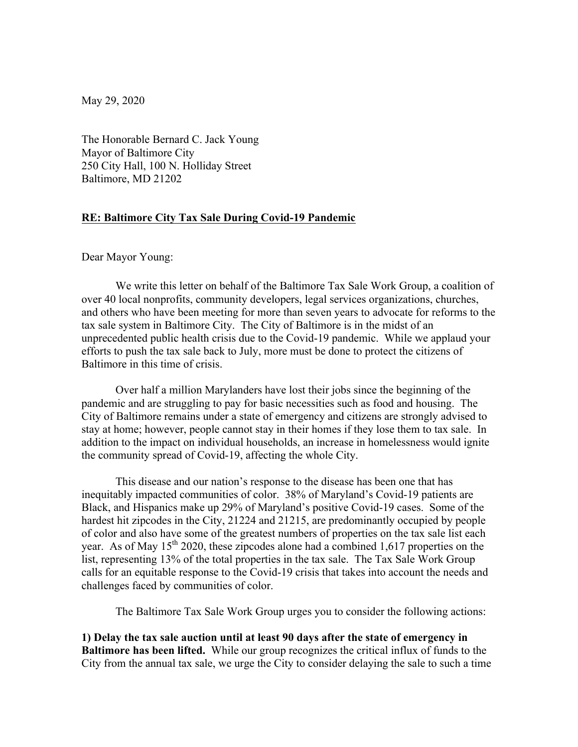May 29, 2020

The Honorable Bernard C. Jack Young
Mayor of Baltimore City
250 City Hall, 100 N. Holliday Street
Baltimore, MD 21202

**RE: Baltimore City Tax Sale During Covid-19 Pandemic**

Dear Mayor Young:

We write this letter on behalf of the Baltimore Tax Sale Work Group, a coalition of over 40 local nonprofits, community developers, legal services organizations, churches, and others who have been meeting for more than seven years to advocate for reforms to the tax sale system in Baltimore City. The City of Baltimore is in the midst of an unprecedented public health crisis due to the Covid-19 pandemic. While we applaud your efforts to push the tax sale back to July, more must be done to protect the citizens of Baltimore in this time of crisis.

Over half a million Marylanders have lost their jobs since the beginning of the pandemic and are struggling to pay for basic necessities such as food and housing. The City of Baltimore remains under a state of emergency and citizens are strongly advised to stay at home; however, people cannot stay in their homes if they lose them to tax sale. In addition to the impact on individual households, an increase in homelessness would ignite the community spread of Covid-19, affecting the whole City.

This disease and our nation's response to the disease has been one that has inequitably impacted communities of color. 38% of Maryland's Covid-19 patients are Black, and Hispanics make up 29% of Maryland's positive Covid-19 cases. Some of the hardest hit zipcodes in the City, 21224 and 21215, are predominantly occupied by people of color and also have some of the greatest numbers of properties on the tax sale list each year. As of May 15th 2020, these zipcodes alone had a combined 1,617 properties on the list, representing 13% of the total properties in the tax sale. The Tax Sale Work Group calls for an equitable response to the Covid-19 crisis that takes into account the needs and challenges faced by communities of color.

The Baltimore Tax Sale Work Group urges you to consider the following actions:

**1) Delay the tax sale auction until at least 90 days after the state of emergency in Baltimore has been lifted.** While our group recognizes the critical influx of funds to the City from the annual tax sale, we urge the City to consider delaying the sale to such a time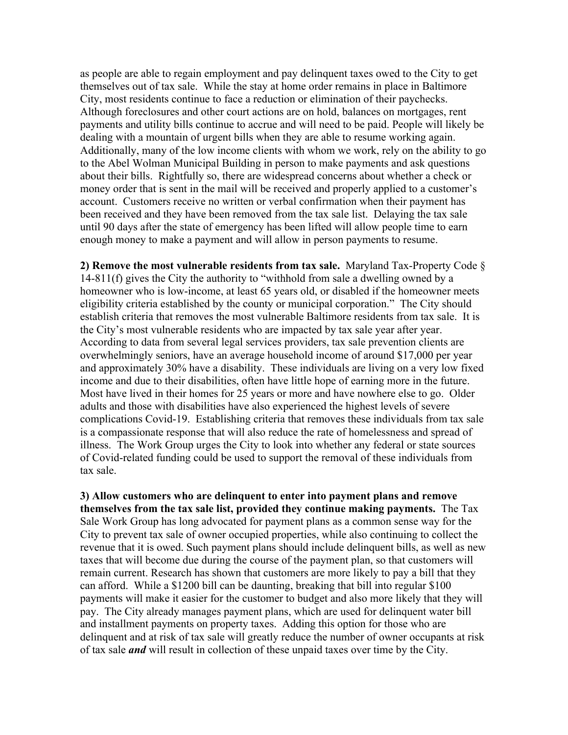as people are able to regain employment and pay delinquent taxes owed to the City to get themselves out of tax sale. While the stay at home order remains in place in Baltimore City, most residents continue to face a reduction or elimination of their paychecks. Although foreclosures and other court actions are on hold, balances on mortgages, rent payments and utility bills continue to accrue and will need to be paid. People will likely be dealing with a mountain of urgent bills when they are able to resume working again. Additionally, many of the low income clients with whom we work, rely on the ability to go to the Abel Wolman Municipal Building in person to make payments and ask questions about their bills. Rightfully so, there are widespread concerns about whether a check or money order that is sent in the mail will be received and properly applied to a customer's account. Customers receive no written or verbal confirmation when their payment has been received and they have been removed from the tax sale list. Delaying the tax sale until 90 days after the state of emergency has been lifted will allow people time to earn enough money to make a payment and will allow in person payments to resume.

**2) Remove the most vulnerable residents from tax sale.** Maryland Tax-Property Code § 14-811(f) gives the City the authority to "withhold from sale a dwelling owned by a homeowner who is low-income, at least 65 years old, or disabled if the homeowner meets eligibility criteria established by the county or municipal corporation." The City should establish criteria that removes the most vulnerable Baltimore residents from tax sale. It is the City's most vulnerable residents who are impacted by tax sale year after year. According to data from several legal services providers, tax sale prevention clients are overwhelmingly seniors, have an average household income of around $17,000 per year and approximately 30% have a disability. These individuals are living on a very low fixed income and due to their disabilities, often have little hope of earning more in the future. Most have lived in their homes for 25 years or more and have nowhere else to go. Older adults and those with disabilities have also experienced the highest levels of severe complications Covid-19. Establishing criteria that removes these individuals from tax sale is a compassionate response that will also reduce the rate of homelessness and spread of illness. The Work Group urges the City to look into whether any federal or state sources of Covid-related funding could be used to support the removal of these individuals from tax sale.

**3) Allow customers who are delinquent to enter into payment plans and remove themselves from the tax sale list, provided they continue making payments.** The Tax Sale Work Group has long advocated for payment plans as a common sense way for the City to prevent tax sale of owner occupied properties, while also continuing to collect the revenue that it is owed. Such payment plans should include delinquent bills, as well as new taxes that will become due during the course of the payment plan, so that customers will remain current. Research has shown that customers are more likely to pay a bill that they can afford. While a $1200 bill can be daunting, breaking that bill into regular $100 payments will make it easier for the customer to budget and also more likely that they will pay. The City already manages payment plans, which are used for delinquent water bill and installment payments on property taxes. Adding this option for those who are delinquent and at risk of tax sale will greatly reduce the number of owner occupants at risk of tax sale ***and*** will result in collection of these unpaid taxes over time by the City.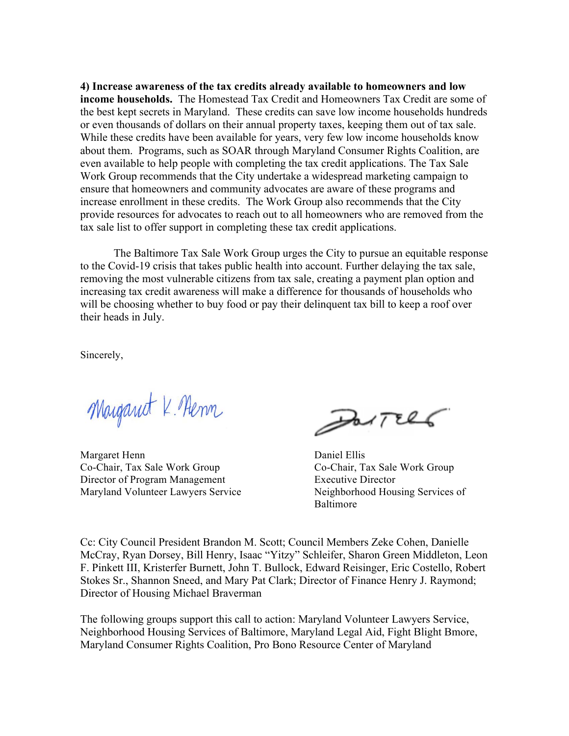**4) Increase awareness of the tax credits already available to homeowners and low income households.** The Homestead Tax Credit and Homeowners Tax Credit are some of the best kept secrets in Maryland. These credits can save low income households hundreds or even thousands of dollars on their annual property taxes, keeping them out of tax sale. While these credits have been available for years, very few low income households know about them. Programs, such as SOAR through Maryland Consumer Rights Coalition, are even available to help people with completing the tax credit applications. The Tax Sale Work Group recommends that the City undertake a widespread marketing campaign to ensure that homeowners and community advocates are aware of these programs and increase enrollment in these credits. The Work Group also recommends that the City provide resources for advocates to reach out to all homeowners who are removed from the tax sale list to offer support in completing these tax credit applications.

The Baltimore Tax Sale Work Group urges the City to pursue an equitable response to the Covid-19 crisis that takes public health into account. Further delaying the tax sale, removing the most vulnerable citizens from tax sale, creating a payment plan option and increasing tax credit awareness will make a difference for thousands of households who will be choosing whether to buy food or pay their delinquent tax bill to keep a roof over their heads in July.

Sincerely,

Margaret Henn
Co-Chair, Tax Sale Work Group
Director of Program Management
Maryland Volunteer Lawyers Service

Daniel Ellis
Co-Chair, Tax Sale Work Group
Executive Director
Neighborhood Housing Services of Baltimore

Cc: City Council President Brandon M. Scott; Council Members Zeke Cohen, Danielle McCray, Ryan Dorsey, Bill Henry, Isaac "Yitzy" Schleifer, Sharon Green Middleton, Leon F. Pinkett III, Kristerfer Burnett, John T. Bullock, Edward Reisinger, Eric Costello, Robert Stokes Sr., Shannon Sneed, and Mary Pat Clark; Director of Finance Henry J. Raymond; Director of Housing Michael Braverman

The following groups support this call to action: Maryland Volunteer Lawyers Service, Neighborhood Housing Services of Baltimore, Maryland Legal Aid, Fight Blight Bmore, Maryland Consumer Rights Coalition, Pro Bono Resource Center of Maryland